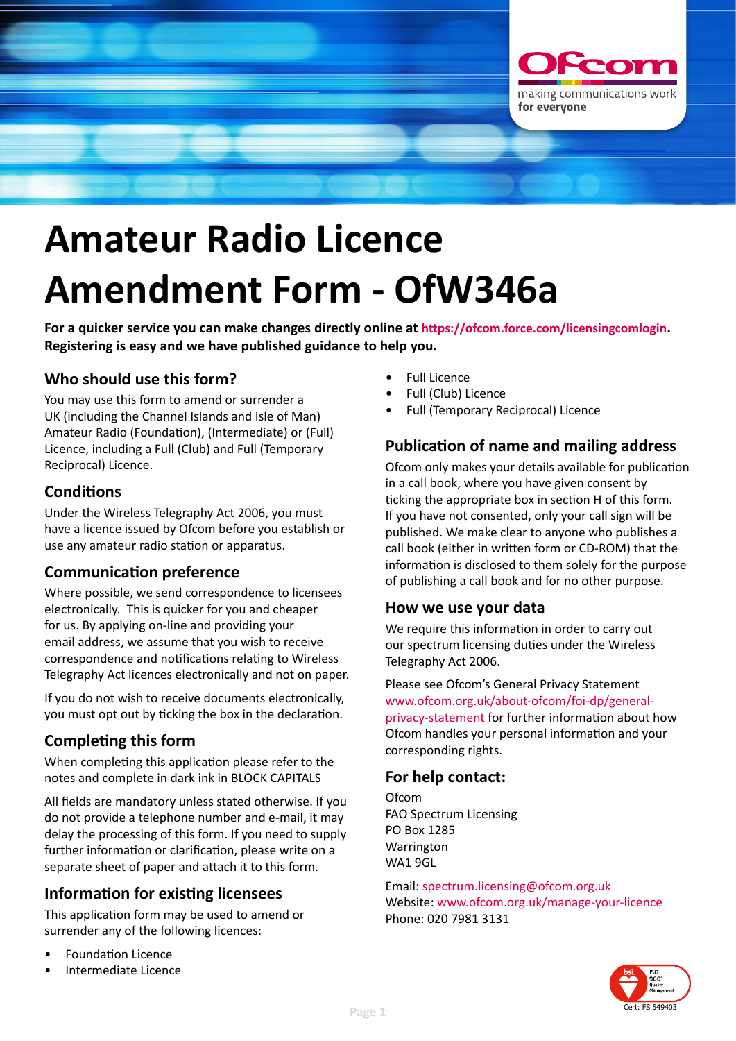# Amateur Radio Licence Amendment Form - OfW346a

**For a quicker service you can make changes directly online at https://ofcom.force.com/licensingcomlogin. Registering is easy and we have published guidance to help you.**

## Who should use this form?

You may use this form to amend or surrender a UK (including the Channel Islands and Isle of Man) Amateur Radio (Foundation), (Intermediate) or (Full) Licence, including a Full (Club) and Full (Temporary Reciprocal) Licence.

## Conditions

Under the Wireless Telegraphy Act 2006, you must have a licence issued by Ofcom before you establish or use any amateur radio station or apparatus.

## Communication preference

Where possible, we send correspondence to licensees electronically. This is quicker for you and cheaper for us. By applying on-line and providing your email address, we assume that you wish to receive correspondence and notifications relating to Wireless Telegraphy Act licences electronically and not on paper.

If you do not wish to receive documents electronically, you must opt out by ticking the box in the declaration.

## Completing this form

When completing this application please refer to the notes and complete in dark ink in BLOCK CAPITALS

All fields are mandatory unless stated otherwise. If you do not provide a telephone number and e-mail, it may delay the processing of this form. If you need to supply further information or clarification, please write on a separate sheet of paper and attach it to this form.

## Information for existing licensees

This application form may be used to amend or surrender any of the following licences:

- Foundation Licence
- Intermediate Licence
- Full Licence
- Full (Club) Licence
- Full (Temporary Reciprocal) Licence

## Publication of name and mailing address

Ofcom only makes your details available for publication in a call book, where you have given consent by ticking the appropriate box in section H of this form. If you have not consented, only your call sign will be published. We make clear to anyone who publishes a call book (either in written form or CD-ROM) that the information is disclosed to them solely for the purpose of publishing a call book and for no other purpose.

## How we use your data

We require this information in order to carry out our spectrum licensing duties under the Wireless Telegraphy Act 2006.

Please see Ofcom's General Privacy Statement www.ofcom.org.uk/about-ofcom/foi-dp/general-privacy-statement for further information about how Ofcom handles your personal information and your corresponding rights.

## For help contact:

Ofcom
FAO Spectrum Licensing
PO Box 1285
Warrington
WA1 9GL

Email: spectrum.licensing@ofcom.org.uk
Website: www.ofcom.org.uk/manage-your-licence
Phone: 020 7981 3131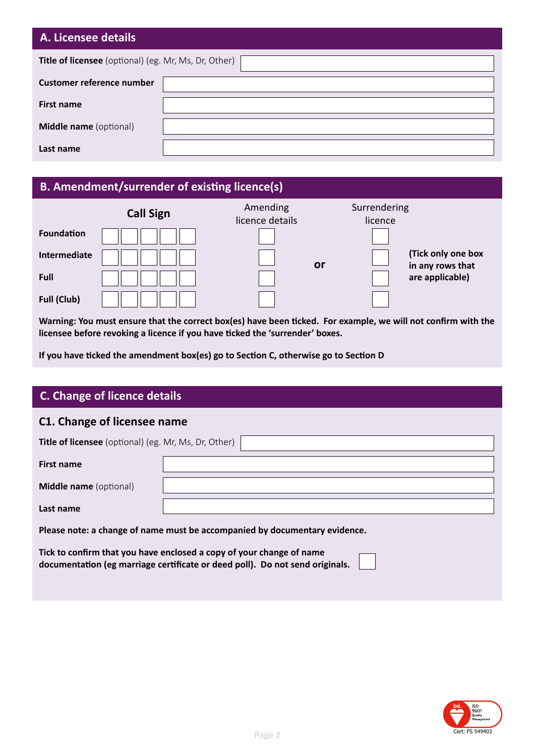## A. Licensee details

| | |
|---|---|
| **Title of licensee** (optional) (eg. Mr, Ms, Dr, Other) | |
| **Customer reference number** | |
| **First name** | |
| **Middle name** (optional) | |
| **Last name** | |

## B. Amendment/surrender of existing licence(s)

| | Call Sign | Amending licence details | | Surrendering licence |
|---|---|---|---|---|
| **Foundation** | | ☐ | or | ☐ |
| **Intermediate** | | ☐ | | ☐ |
| **Full** | | ☐ | | ☐ |
| **Full (Club)** | | ☐ | | ☐ |

**(Tick only one box in any rows that are applicable)**

**Warning: You must ensure that the correct box(es) have been ticked. For example, we will not confirm with the licensee before revoking a licence if you have ticked the 'surrender' boxes.**

**If you have ticked the amendment box(es) go to Section C, otherwise go to Section D**

## C. Change of licence details

### C1. Change of licensee name

| | |
|---|---|
| **Title of licensee** (optional) (eg. Mr, Ms, Dr, Other) | |
| **First name** | |
| **Middle name** (optional) | |
| **Last name** | |

**Please note: a change of name must be accompanied by documentary evidence.**

**Tick to confirm that you have enclosed a copy of your change of name documentation (eg marriage certificate or deed poll). Do not send originals.** ☐

Cert: FS 549403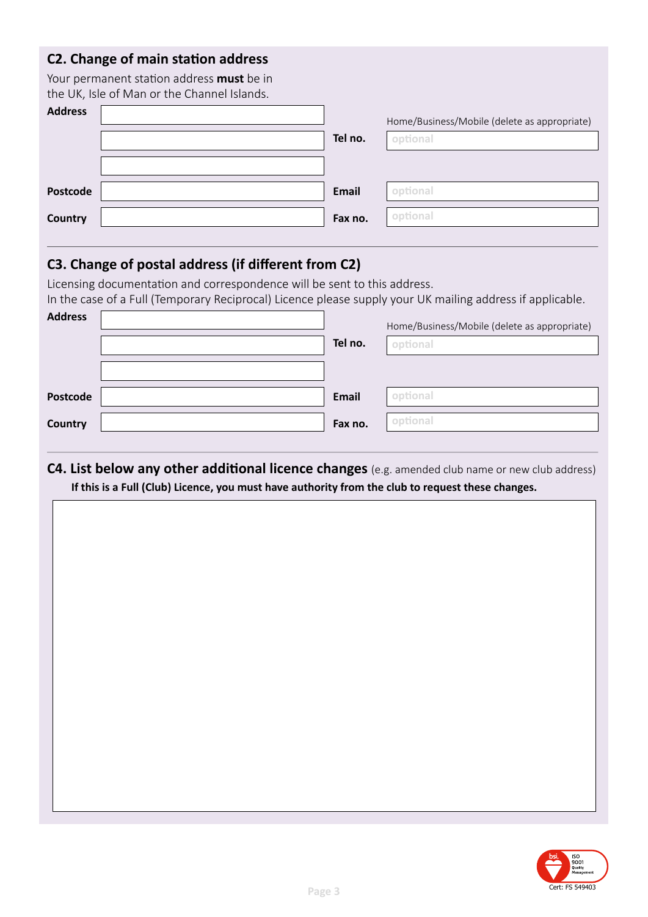## C2. Change of main station address

Your permanent station address **must** be in the UK, Isle of Man or the Channel Islands.

| | | | |
|---|---|---|---|
| **Address** | | | Home/Business/Mobile (delete as appropriate) |
| | | **Tel no.** | optional |
| | | | |
| **Postcode** | | **Email** | optional |
| **Country** | | **Fax no.** | optional |

## C3. Change of postal address (if different from C2)

Licensing documentation and correspondence will be sent to this address.
In the case of a Full (Temporary Reciprocal) Licence please supply your UK mailing address if applicable.

| | | | |
|---|---|---|---|
| **Address** | | | Home/Business/Mobile (delete as appropriate) |
| | | **Tel no.** | optional |
| | | | |
| **Postcode** | | **Email** | optional |
| **Country** | | **Fax no.** | optional |

## C4. List below any other additional licence changes (e.g. amended club name or new club address)

**If this is a Full (Club) Licence, you must have authority from the club to request these changes.**

ISO 9001 Quality Management
Cert: FS 549403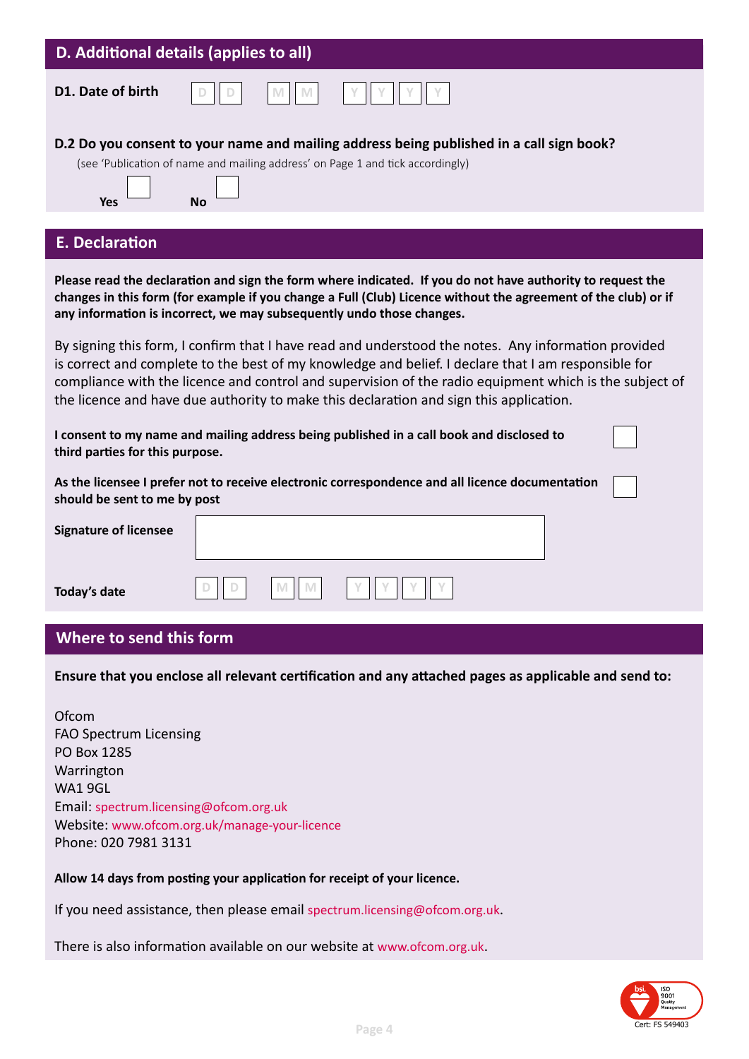## D. Additional details (applies to all)

**D1. Date of birth** D D / M M / Y Y Y Y

**D.2 Do you consent to your name and mailing address being published in a call sign book?**

(see 'Publication of name and mailing address' on Page 1 and tick accordingly)

**Yes** ☐ **No** ☐

## E. Declaration

**Please read the declaration and sign the form where indicated. If you do not have authority to request the changes in this form (for example if you change a Full (Club) Licence without the agreement of the club) or if any information is incorrect, we may subsequently undo those changes.**

By signing this form, I confirm that I have read and understood the notes. Any information provided is correct and complete to the best of my knowledge and belief. I declare that I am responsible for compliance with the licence and control and supervision of the radio equipment which is the subject of the licence and have due authority to make this declaration and sign this application.

**I consent to my name and mailing address being published in a call book and disclosed to third parties for this purpose.** ☐

**As the licensee I prefer not to receive electronic correspondence and all licence documentation should be sent to me by post** ☐

**Signature of licensee**

**Today's date** D D / M M / Y Y Y Y

## Where to send this form

**Ensure that you enclose all relevant certification and any attached pages as applicable and send to:**

Ofcom
FAO Spectrum Licensing
PO Box 1285
Warrington
WA1 9GL
Email: spectrum.licensing@ofcom.org.uk
Website: www.ofcom.org.uk/manage-your-licence
Phone: 020 7981 3131

**Allow 14 days from posting your application for receipt of your licence.**

If you need assistance, then please email spectrum.licensing@ofcom.org.uk.

There is also information available on our website at www.ofcom.org.uk.

bsi. ISO 9001 Quality Management
Cert: FS 549403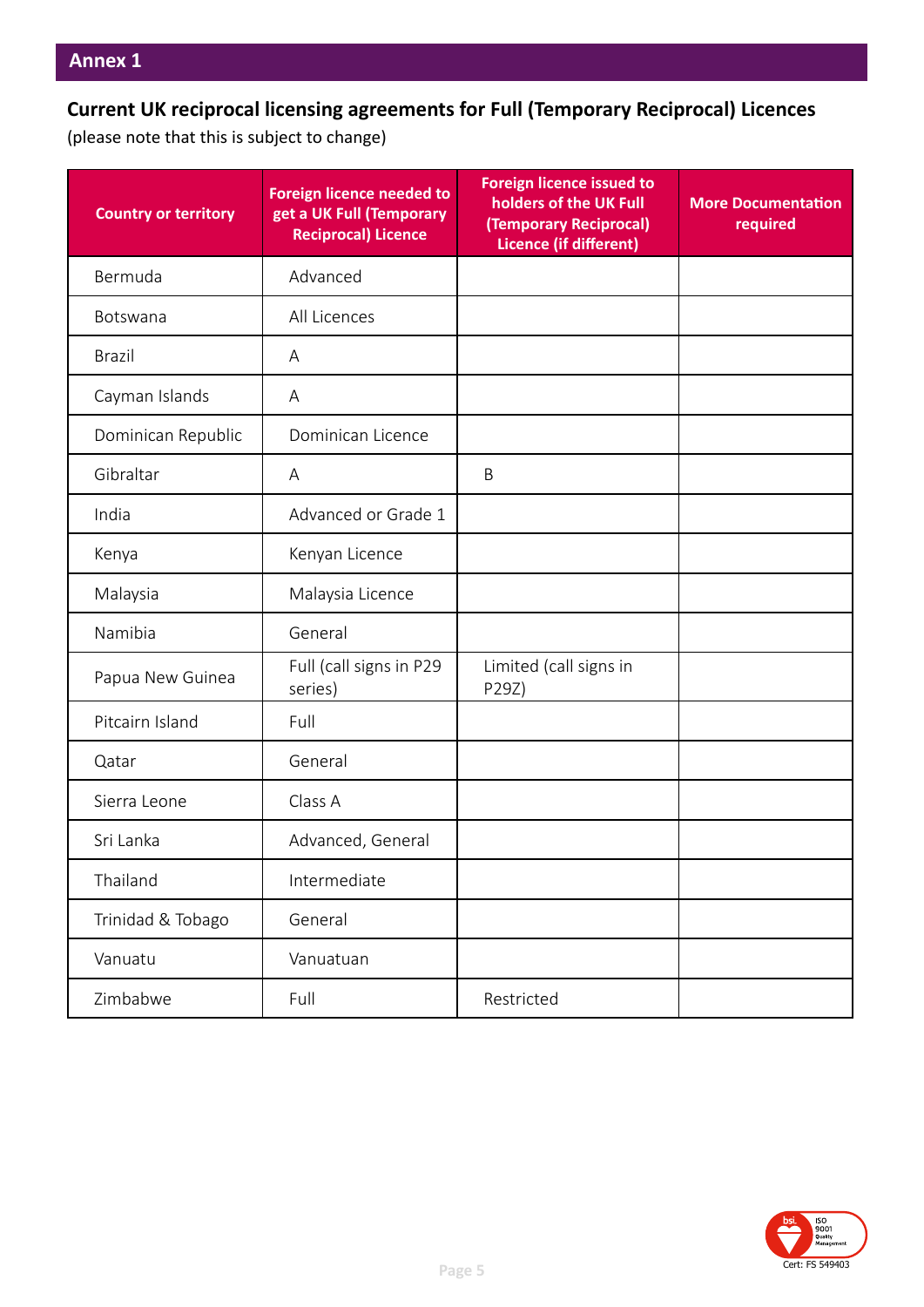## Annex 1

### Current UK reciprocal licensing agreements for Full (Temporary Reciprocal) Licences

(please note that this is subject to change)

| Country or territory | Foreign licence needed to get a UK Full (Temporary Reciprocal) Licence | Foreign licence issued to holders of the UK Full (Temporary Reciprocal) Licence (if different) | More Documentation required |
|---|---|---|---|
| Bermuda | Advanced | | |
| Botswana | All Licences | | |
| Brazil | A | | |
| Cayman Islands | A | | |
| Dominican Republic | Dominican Licence | | |
| Gibraltar | A | B | |
| India | Advanced or Grade 1 | | |
| Kenya | Kenyan Licence | | |
| Malaysia | Malaysia Licence | | |
| Namibia | General | | |
| Papua New Guinea | Full (call signs in P29 series) | Limited (call signs in P29Z) | |
| Pitcairn Island | Full | | |
| Qatar | General | | |
| Sierra Leone | Class A | | |
| Sri Lanka | Advanced, General | | |
| Thailand | Intermediate | | |
| Trinidad & Tobago | General | | |
| Vanuatu | Vanuatuan | | |
| Zimbabwe | Full | Restricted | |

Cert: FS 549403